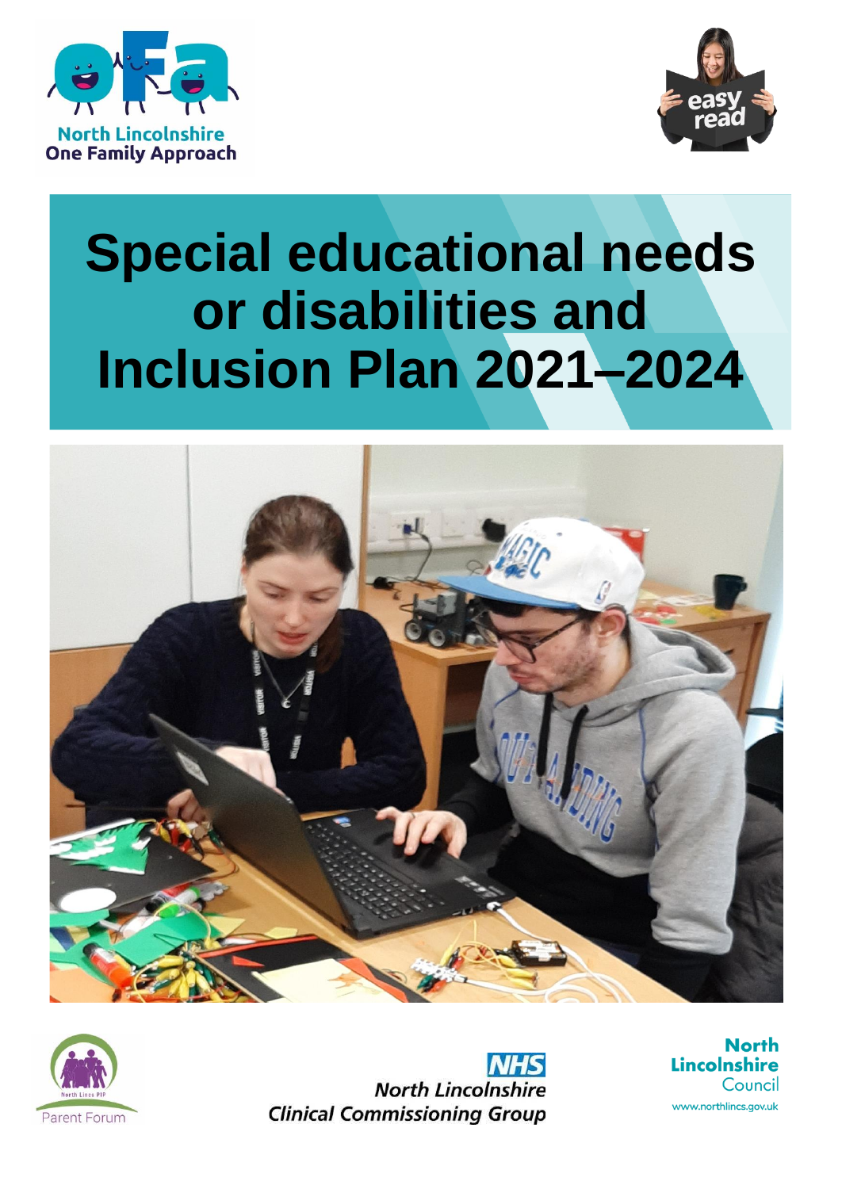North Lincolnshire One Family Approach

easy read

# Special educational needs or disabilities and Inclusion Plan 2021–2024

North Lincs PIP Parent Forum

NHS North Lincolnshire Clinical Commissioning Group

North Lincolnshire Council

www.northlincs.gov.uk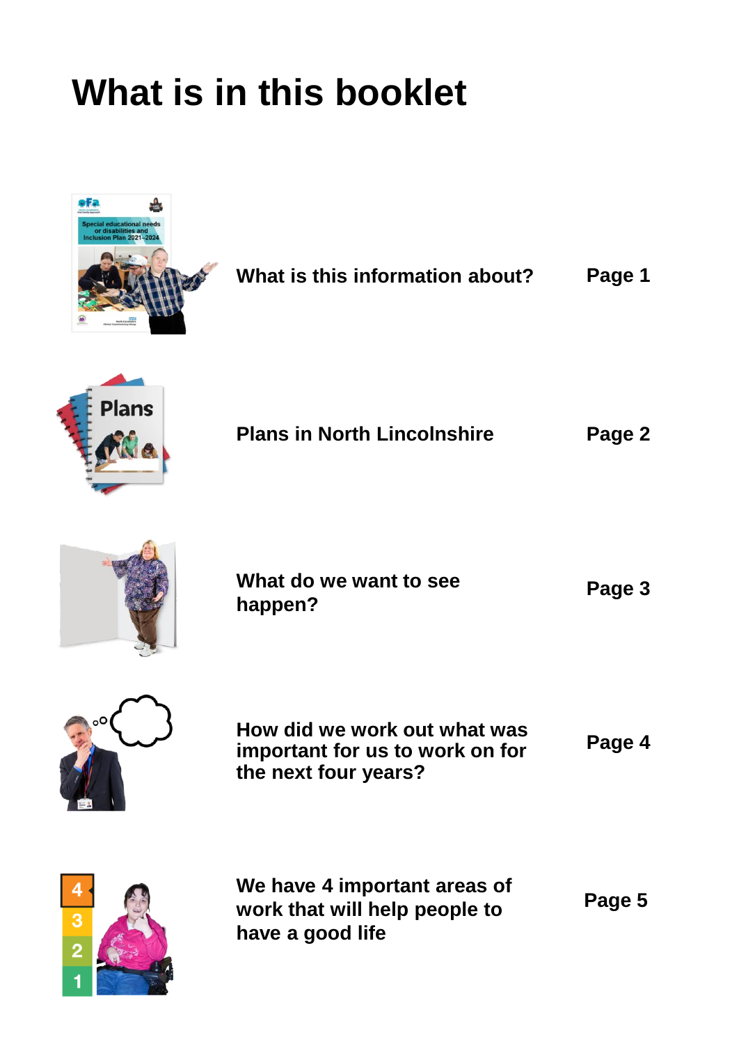# What is in this booklet

| | |
|---|---|
| **What is this information about?** | **Page 1** |
| **Plans in North Lincolnshire** | **Page 2** |
| **What do we want to see happen?** | **Page 3** |
| **How did we work out what was important for us to work on for the next four years?** | **Page 4** |
| **We have 4 important areas of work that will help people to have a good life** | **Page 5** |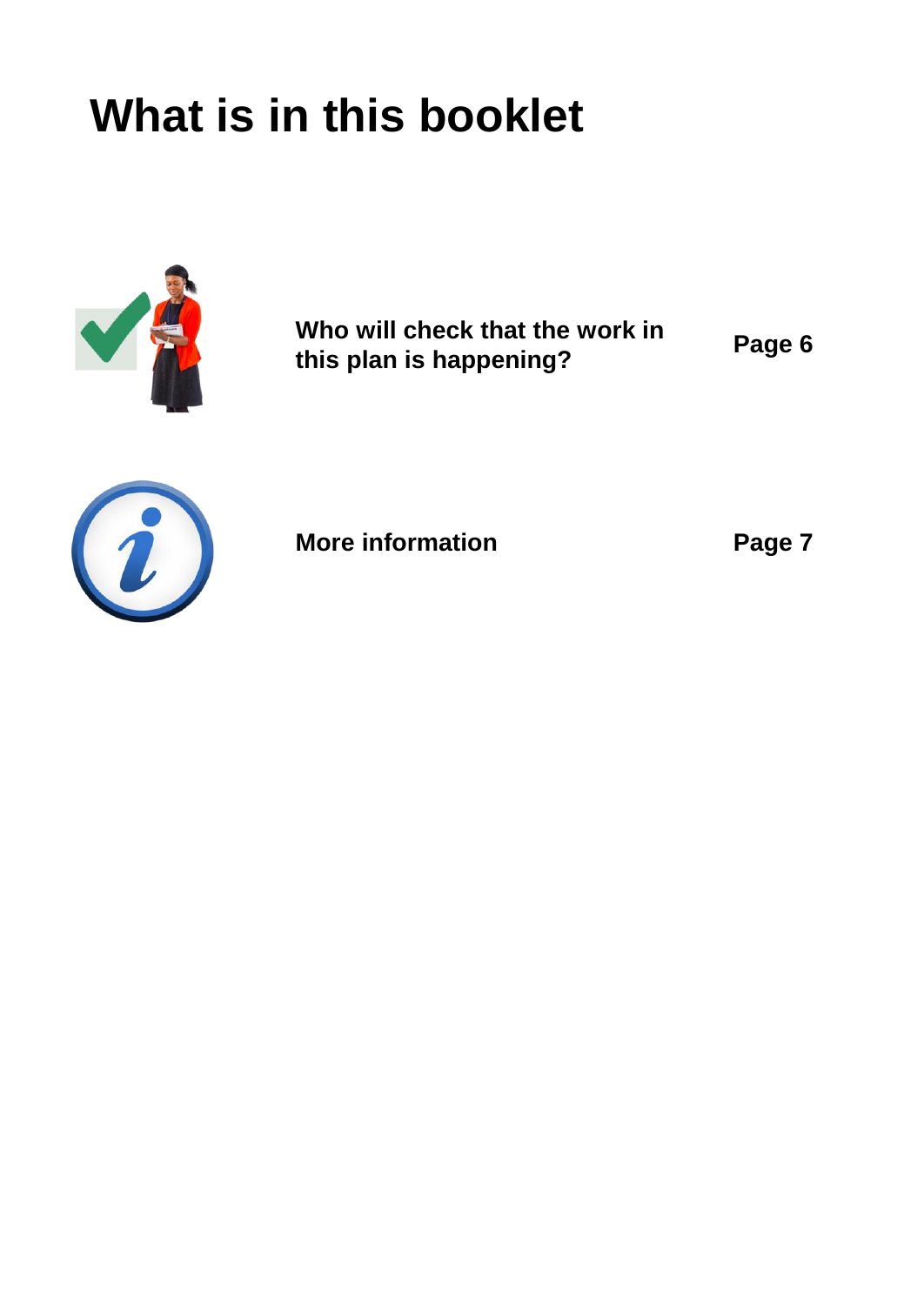# What is in this booklet

| | | |
|---|---|---|
| | **Who will check that the work in this plan is happening?** | **Page 6** |
| | **More information** | **Page 7** |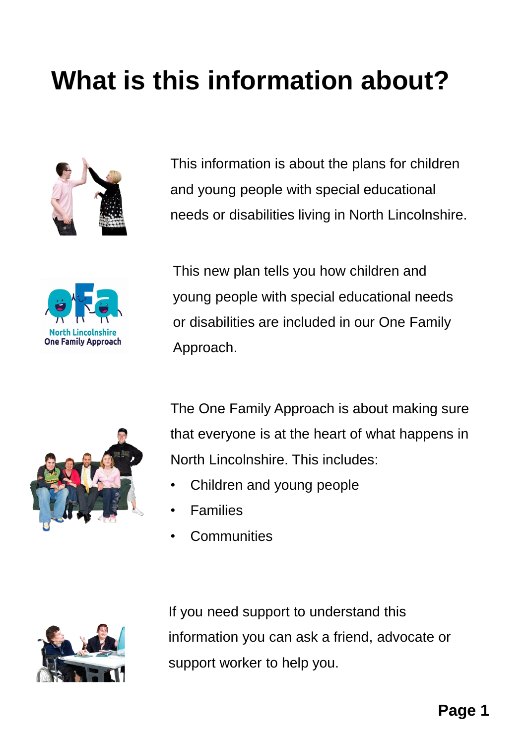# What is this information about?

This information is about the plans for children and young people with special educational needs or disabilities living in North Lincolnshire.

This new plan tells you how children and young people with special educational needs or disabilities are included in our One Family Approach.

The One Family Approach is about making sure that everyone is at the heart of what happens in North Lincolnshire. This includes:

- Children and young people
- Families
- Communities

If you need support to understand this information you can ask a friend, advocate or support worker to help you.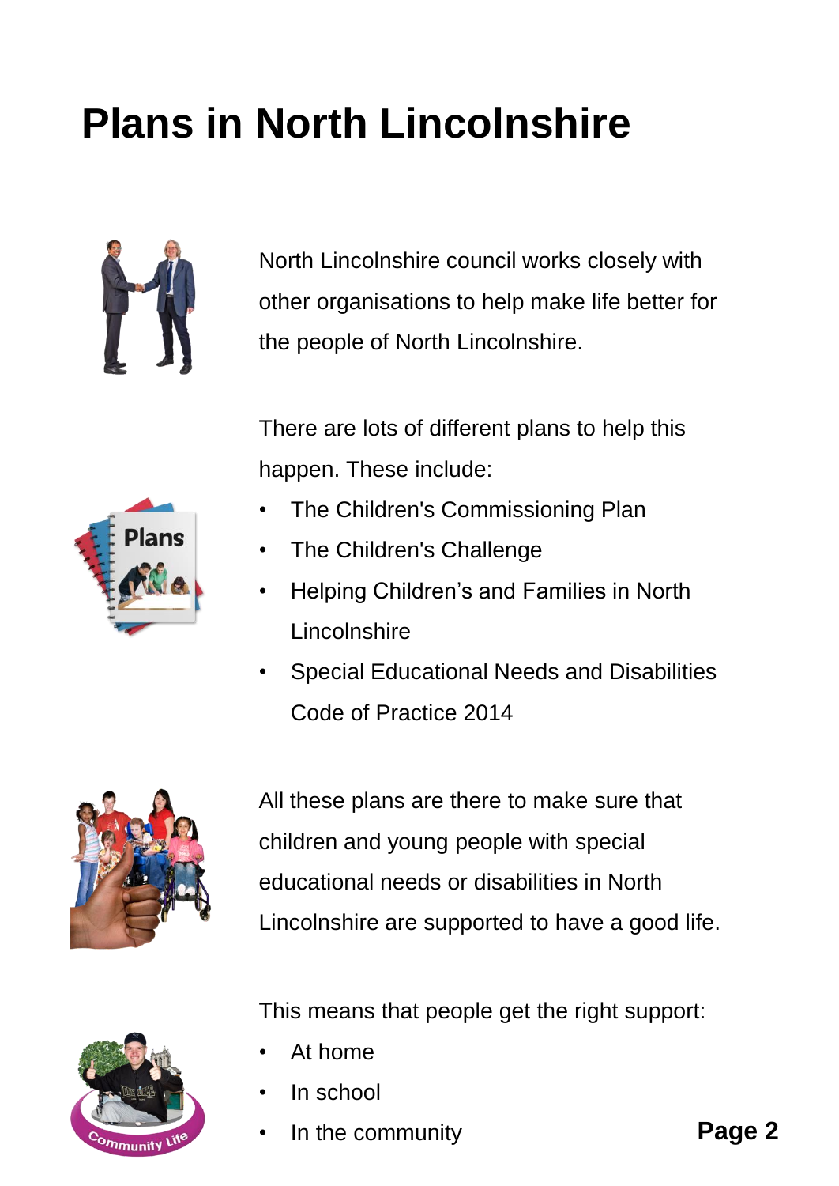# Plans in North Lincolnshire

North Lincolnshire council works closely with other organisations to help make life better for the people of North Lincolnshire.

There are lots of different plans to help this happen. These include:

- The Children's Commissioning Plan
- The Children's Challenge
- Helping Children's and Families in North Lincolnshire
- Special Educational Needs and Disabilities Code of Practice 2014

All these plans are there to make sure that children and young people with special educational needs or disabilities in North Lincolnshire are supported to have a good life.

This means that people get the right support:

- At home
- In school
- In the community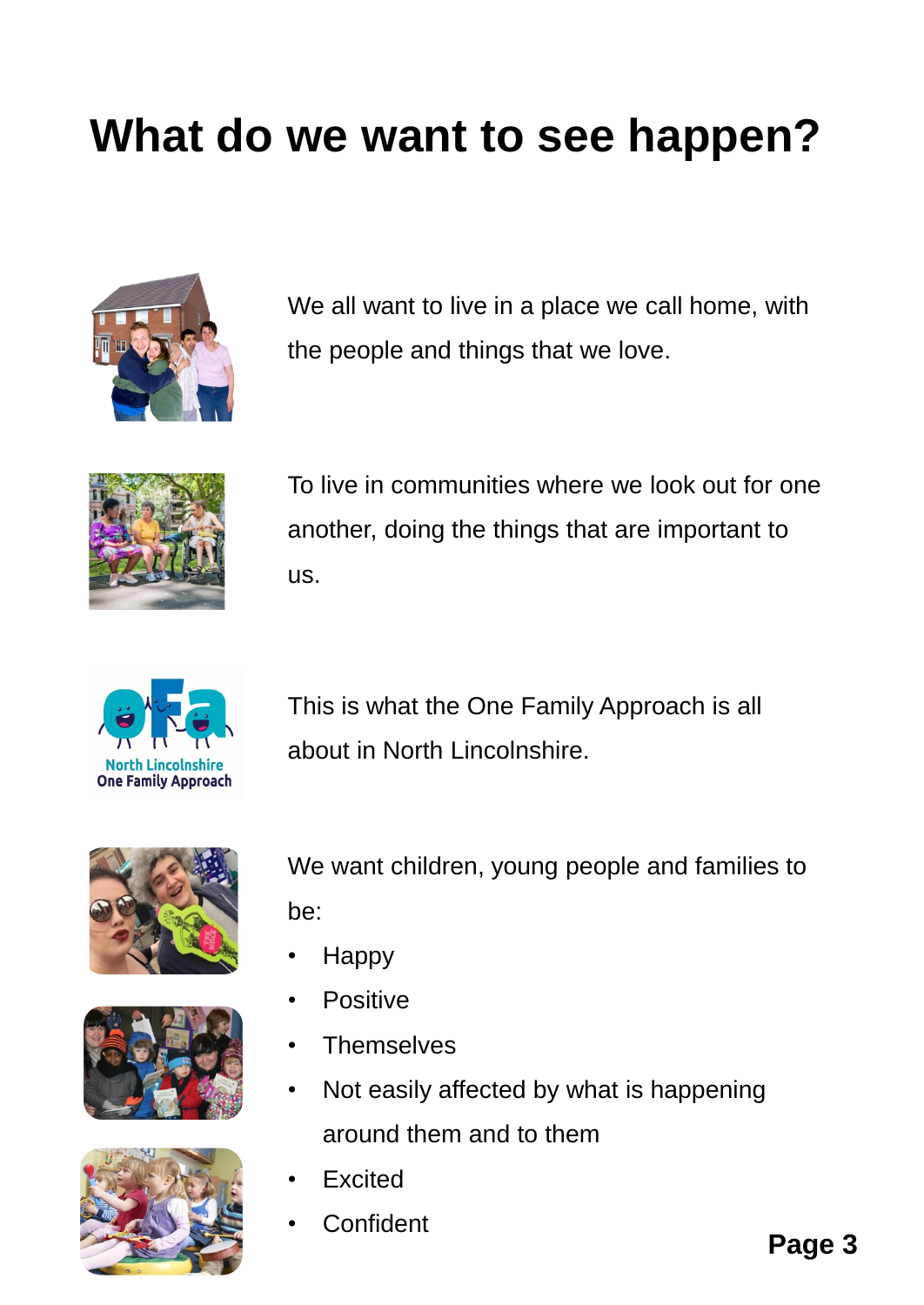# What do we want to see happen?

We all want to live in a place we call home, with the people and things that we love.

To live in communities where we look out for one another, doing the things that are important to us.

This is what the One Family Approach is all about in North Lincolnshire.

We want children, young people and families to be:

- Happy
- Positive
- Themselves
- Not easily affected by what is happening around them and to them
- Excited
- Confident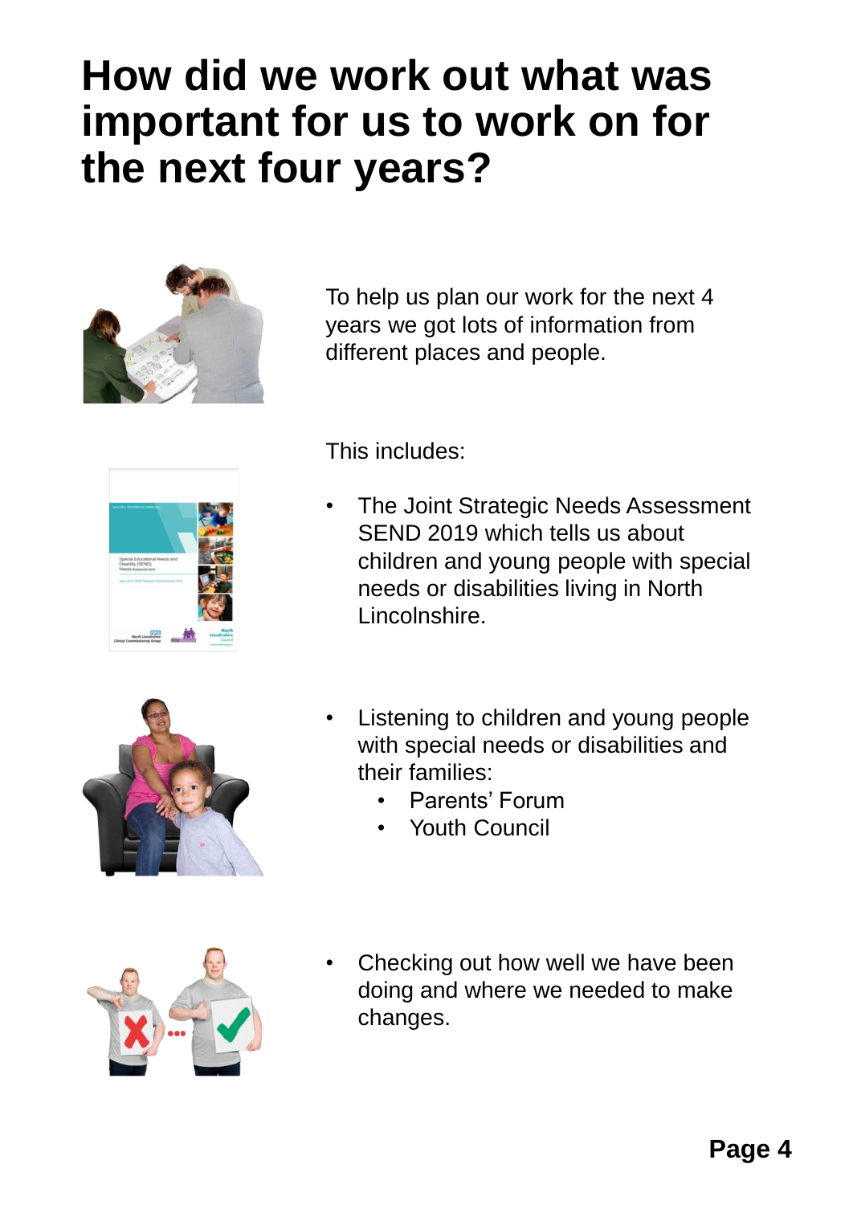# How did we work out what was important for us to work on for the next four years?

To help us plan our work for the next 4 years we got lots of information from different places and people.

This includes:

- The Joint Strategic Needs Assessment SEND 2019 which tells us about children and young people with special needs or disabilities living in North Lincolnshire.
- Listening to children and young people with special needs or disabilities and their families:
  - Parents' Forum
  - Youth Council
- Checking out how well we have been doing and where we needed to make changes.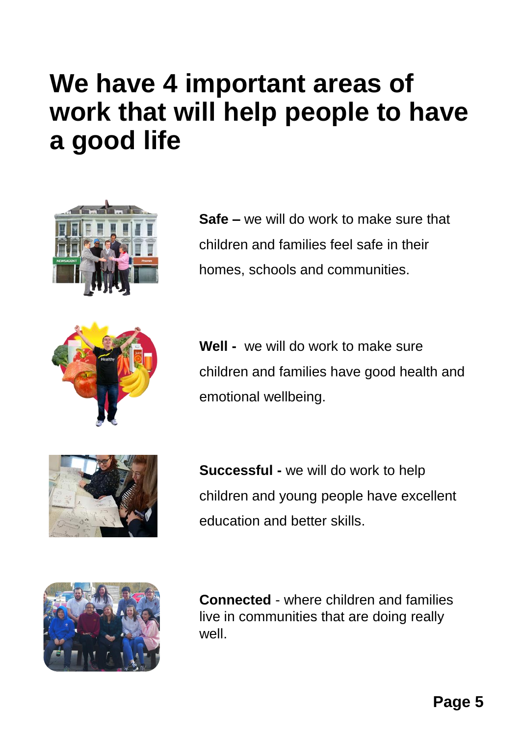# We have 4 important areas of work that will help people to have a good life

**Safe –** we will do work to make sure that children and families feel safe in their homes, schools and communities.

**Well -** we will do work to make sure children and families have good health and emotional wellbeing.

**Successful -** we will do work to help children and young people have excellent education and better skills.

**Connected** - where children and families live in communities that are doing really well.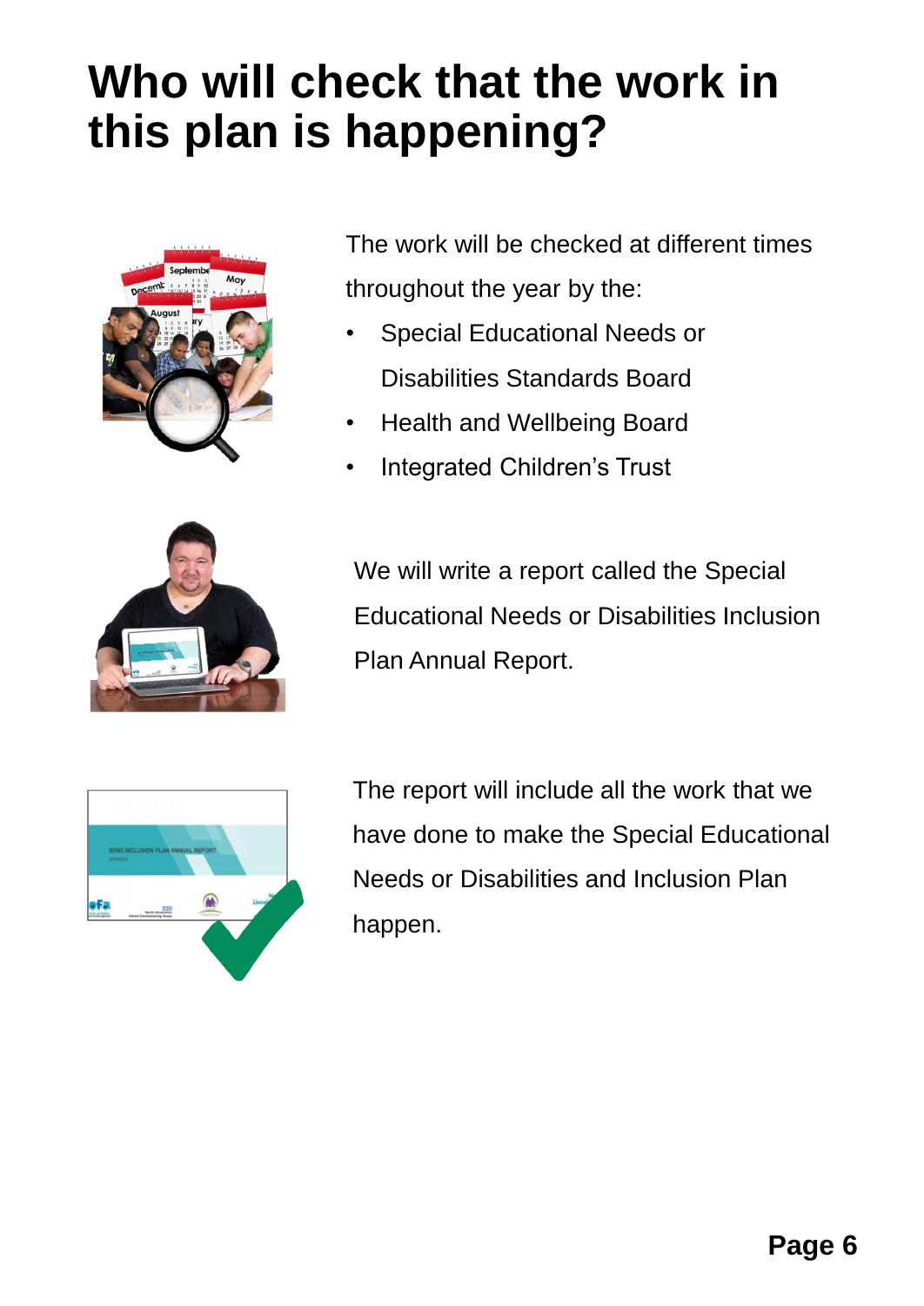# Who will check that the work in this plan is happening?

The work will be checked at different times throughout the year by the:

- Special Educational Needs or Disabilities Standards Board
- Health and Wellbeing Board
- Integrated Children's Trust

We will write a report called the Special Educational Needs or Disabilities Inclusion Plan Annual Report.

The report will include all the work that we have done to make the Special Educational Needs or Disabilities and Inclusion Plan happen.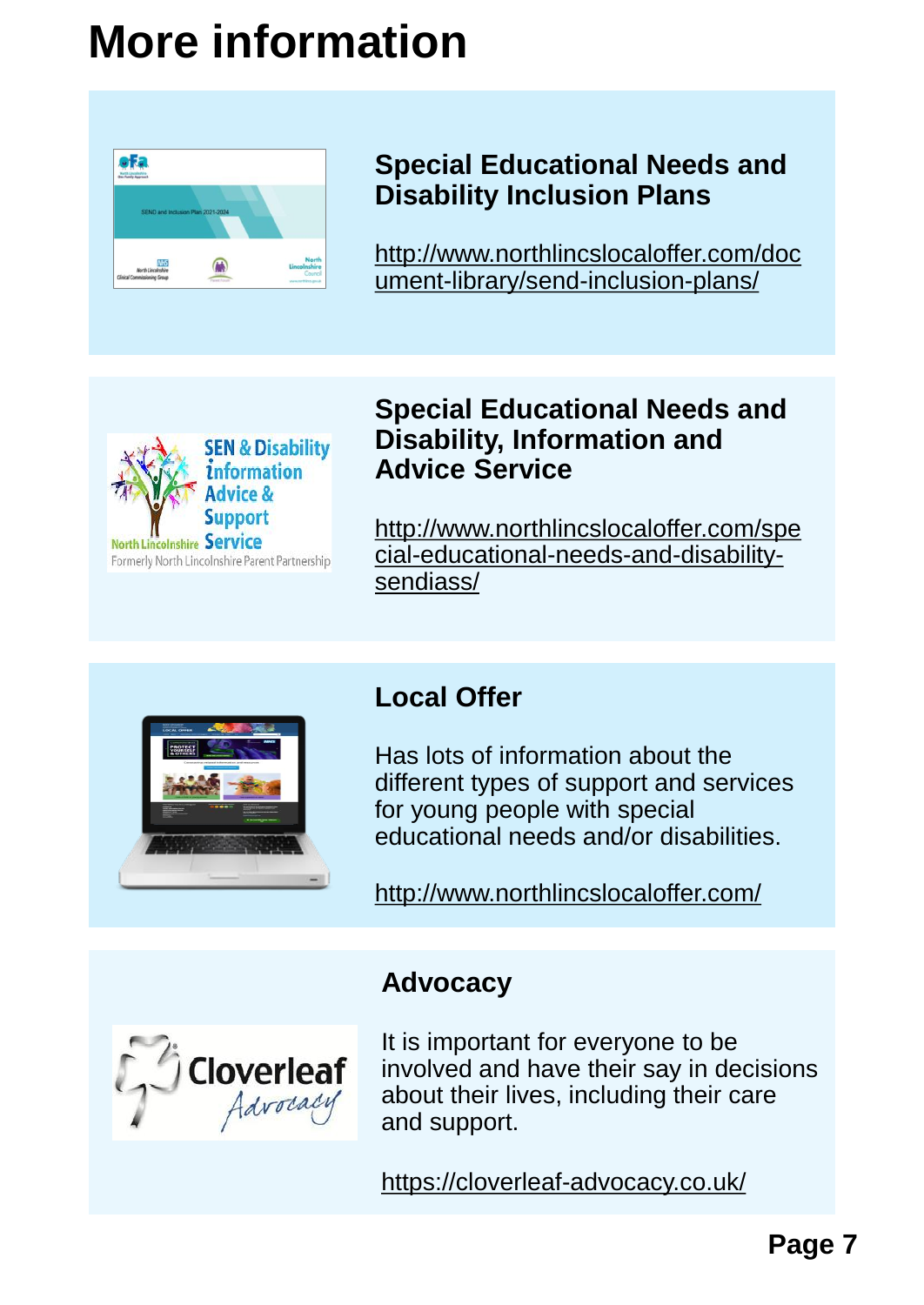# More information

## Special Educational Needs and Disability Inclusion Plans

http://www.northlincslocaloffer.com/document-library/send-inclusion-plans/

## Special Educational Needs and Disability, Information and Advice Service

http://www.northlincslocaloffer.com/special-educational-needs-and-disability-sendiass/

## Local Offer

Has lots of information about the different types of support and services for young people with special educational needs and/or disabilities.

http://www.northlincslocaloffer.com/

## Advocacy

It is important for everyone to be involved and have their say in decisions about their lives, including their care and support.

https://cloverleaf-advocacy.co.uk/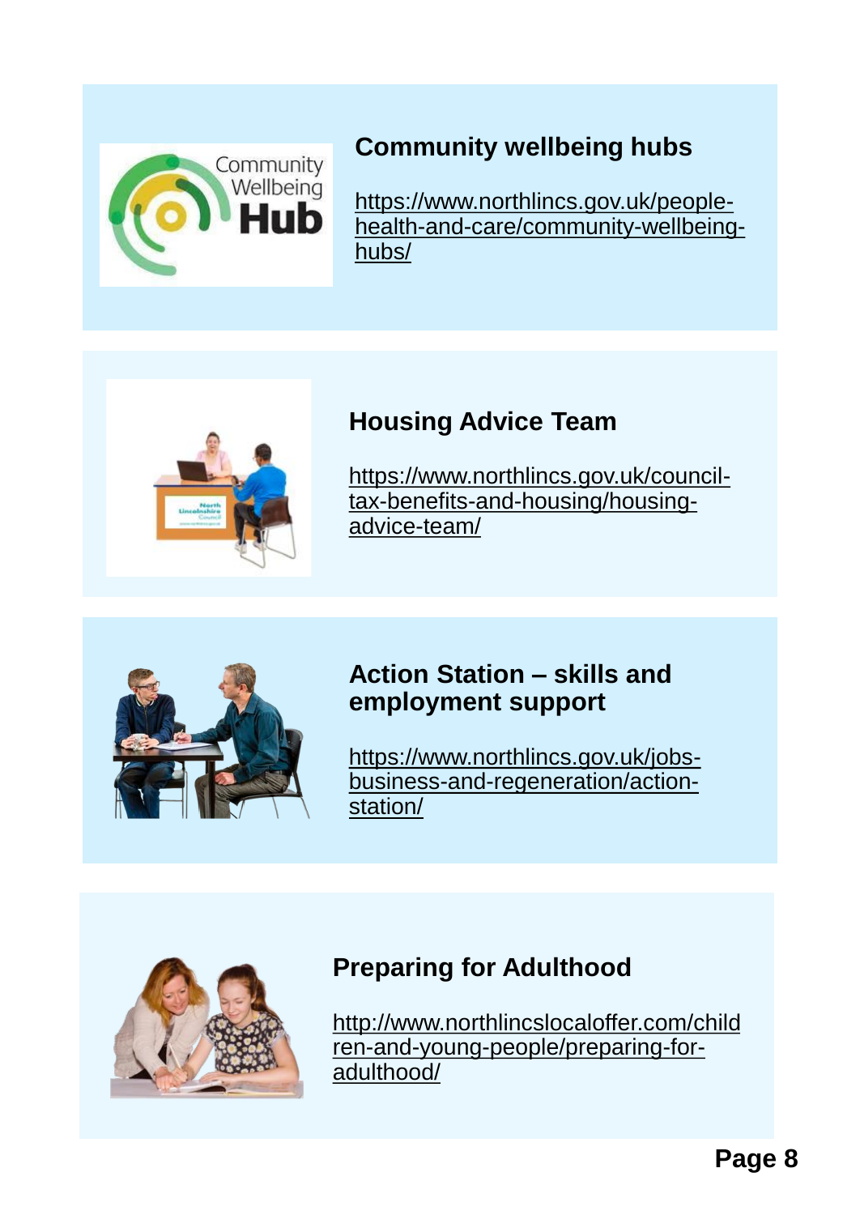## Community wellbeing hubs

https://www.northlincs.gov.uk/people-health-and-care/community-wellbeing-hubs/

## Housing Advice Team

https://www.northlincs.gov.uk/council-tax-benefits-and-housing/housing-advice-team/

## Action Station – skills and employment support

https://www.northlincs.gov.uk/jobs-business-and-regeneration/action-station/

## Preparing for Adulthood

http://www.northlincslocaloffer.com/children-and-young-people/preparing-for-adulthood/